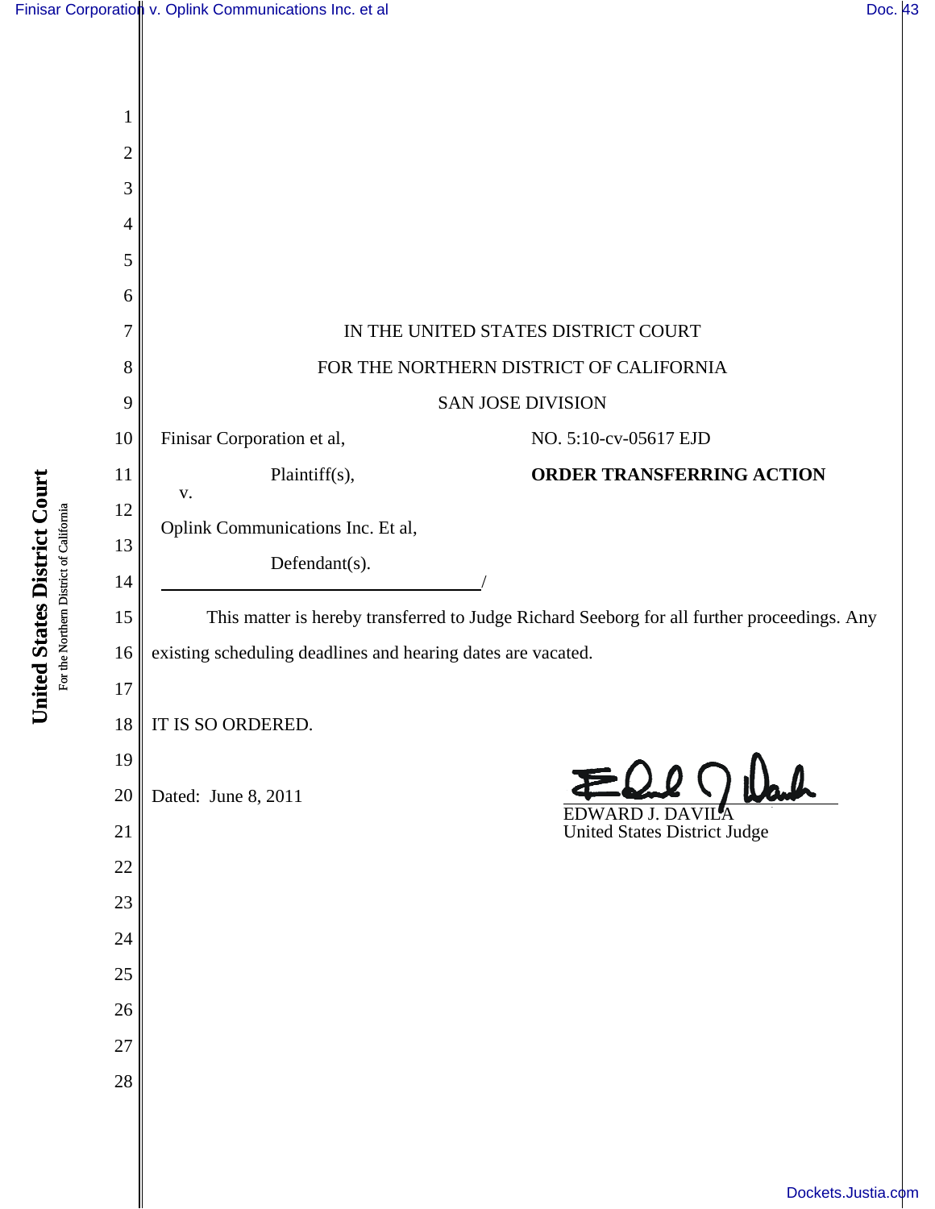IN THE UNITED STATES DISTRICT COURT

FOR THE NORTHERN DISTRICT OF CALIFORNIA

SAN JOSE DIVISION

Finisar Corporation et al,

Plaintiff(s),

v.

Oplink Communications Inc. Et al,

Defendant(s).

/

NO. 5:10-cv-05617 EJD

**ORDER TRANSFERRING ACTION**

This matter is hereby transferred to Judge Richard Seeborg for all further proceedings. Any existing scheduling deadlines and hearing dates are vacated.

IT IS SO ORDERED.

Dated: June 8, 2011

EDWARD J. DAVILA
United States District Judge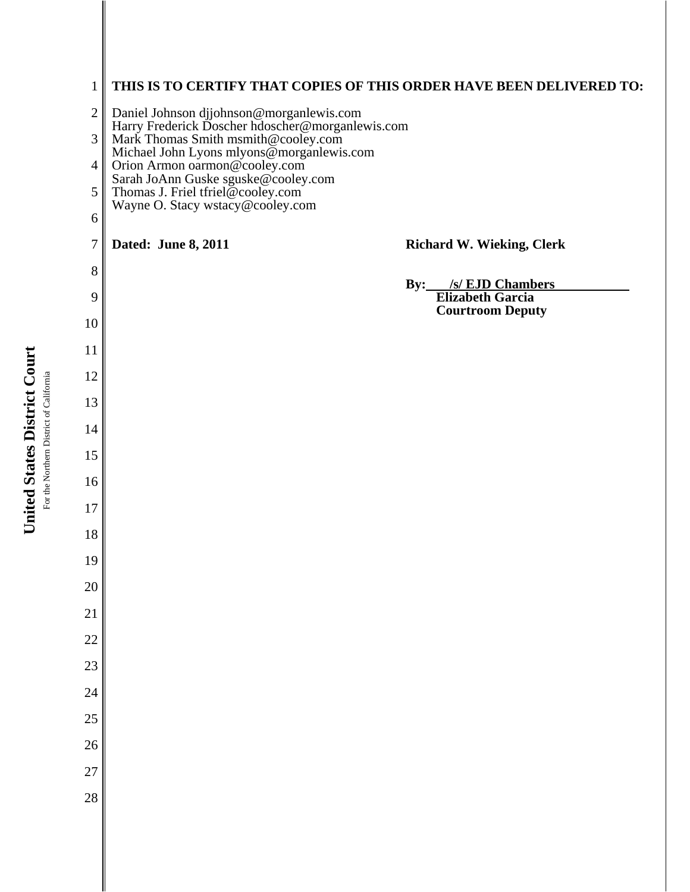**THIS IS TO CERTIFY THAT COPIES OF THIS ORDER HAVE BEEN DELIVERED TO:**

Daniel Johnson djjohnson@morganlewis.com
Harry Frederick Doscher hdoscher@morganlewis.com
Mark Thomas Smith msmith@cooley.com
Michael John Lyons mlyons@morganlewis.com
Orion Armon oarmon@cooley.com
Sarah JoAnn Guske sguske@cooley.com
Thomas J. Friel tfriel@cooley.com
Wayne O. Stacy wstacy@cooley.com

**Dated: June 8, 2011** **Richard W. Wieking, Clerk**

**By: /s/ EJD Chambers**
**Elizabeth Garcia**
**Courtroom Deputy**